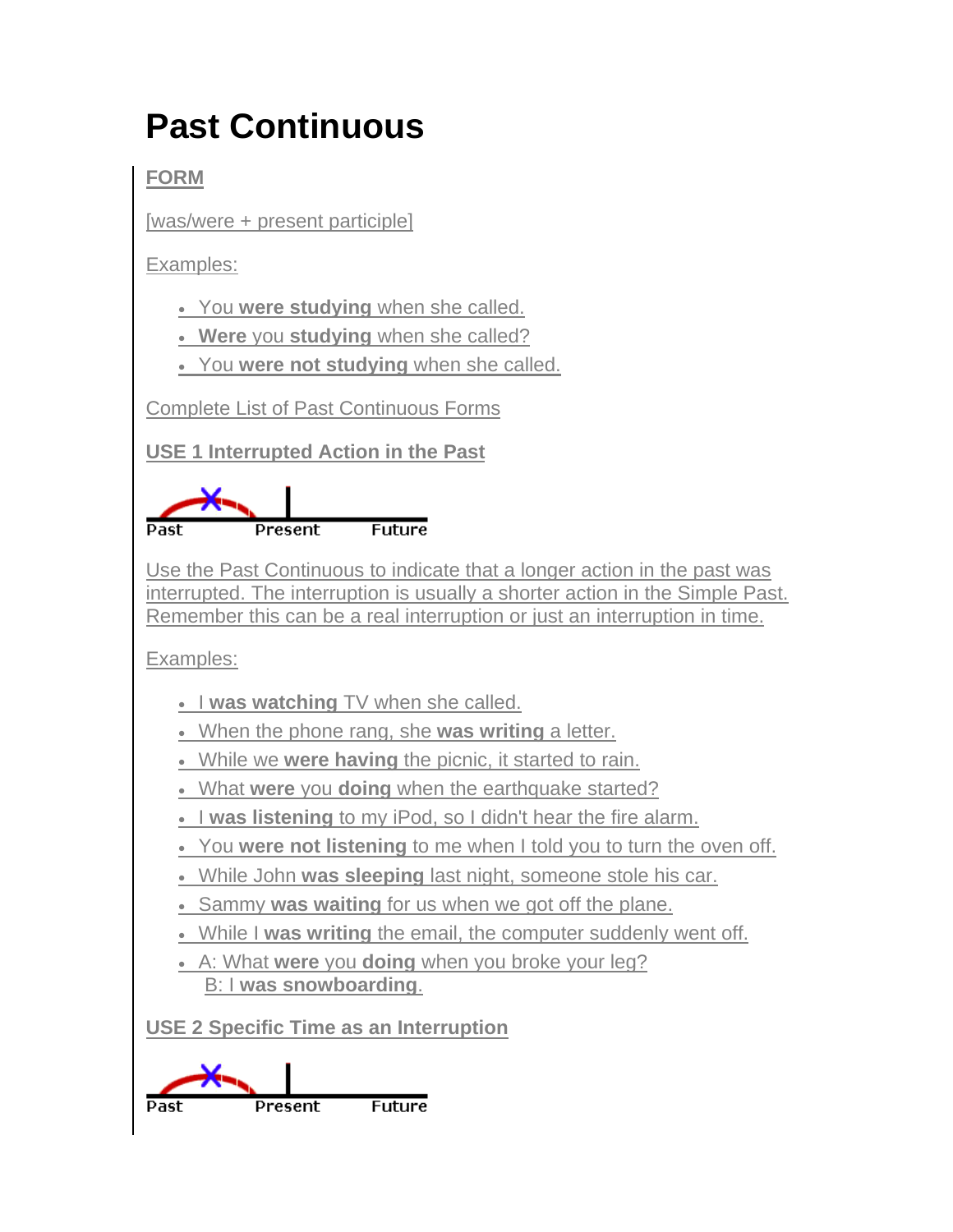# Past Continuous

## FORM

[was/were + present participle]

Examples:

- You **were studying** when she called.
- **Were** you **studying** when she called?
- You **were not studying** when she called.

Complete List of Past Continuous Forms

## USE 1 Interrupted Action in the Past

Past Present Future

Use the Past Continuous to indicate that a longer action in the past was interrupted. The interruption is usually a shorter action in the Simple Past. Remember this can be a real interruption or just an interruption in time.

Examples:

- I **was watching** TV when she called.
- When the phone rang, she **was writing** a letter.
- While we **were having** the picnic, it started to rain.
- What **were** you **doing** when the earthquake started?
- I **was listening** to my iPod, so I didn't hear the fire alarm.
- You **were not listening** to me when I told you to turn the oven off.
- While John **was sleeping** last night, someone stole his car.
- Sammy **was waiting** for us when we got off the plane.
- While I **was writing** the email, the computer suddenly went off.
- A: What **were** you **doing** when you broke your leg?
  B: I **was snowboarding**.

## USE 2 Specific Time as an Interruption

Past Present Future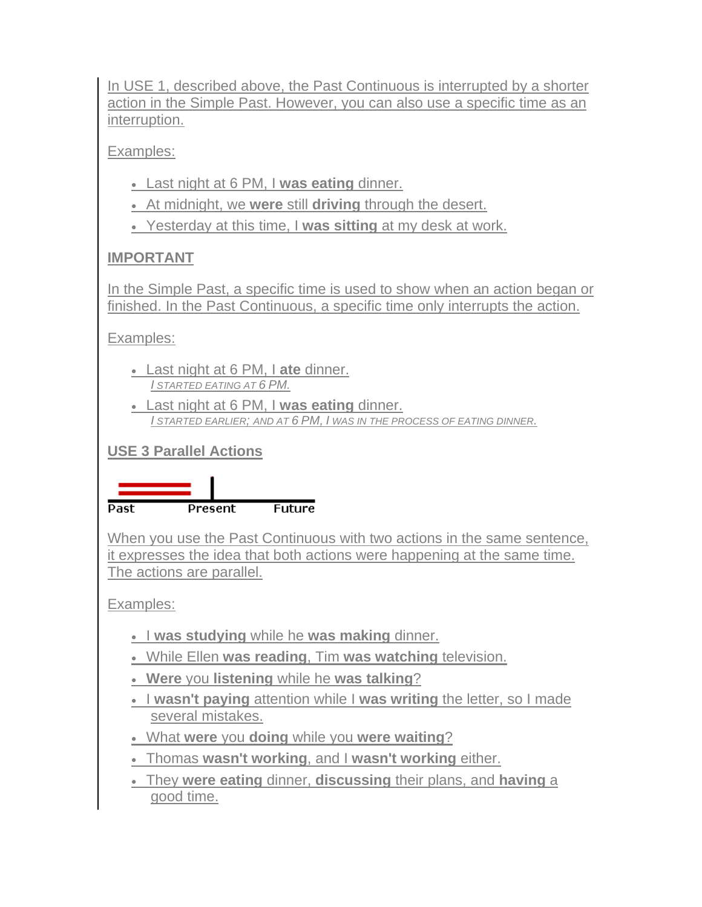In USE 1, described above, the Past Continuous is interrupted by a shorter action in the Simple Past. However, you can also use a specific time as an interruption.

Examples:

- Last night at 6 PM, I **was eating** dinner.
- At midnight, we **were** still **driving** through the desert.
- Yesterday at this time, I **was sitting** at my desk at work.

**IMPORTANT**

In the Simple Past, a specific time is used to show when an action began or finished. In the Past Continuous, a specific time only interrupts the action.

Examples:

- Last night at 6 PM, I **ate** dinner.
  *I STARTED EATING AT 6 PM.*
- Last night at 6 PM, I **was eating** dinner.
  *I STARTED EARLIER; AND AT 6 PM, I WAS IN THE PROCESS OF EATING DINNER.*

**USE 3 Parallel Actions**

Past Present Future

When you use the Past Continuous with two actions in the same sentence, it expresses the idea that both actions were happening at the same time. The actions are parallel.

Examples:

- I **was studying** while he **was making** dinner.
- While Ellen **was reading**, Tim **was watching** television.
- **Were** you **listening** while he **was talking**?
- I **wasn't paying** attention while I **was writing** the letter, so I made several mistakes.
- What **were** you **doing** while you **were waiting**?
- Thomas **wasn't working**, and I **wasn't working** either.
- They **were eating** dinner, **discussing** their plans, and **having** a good time.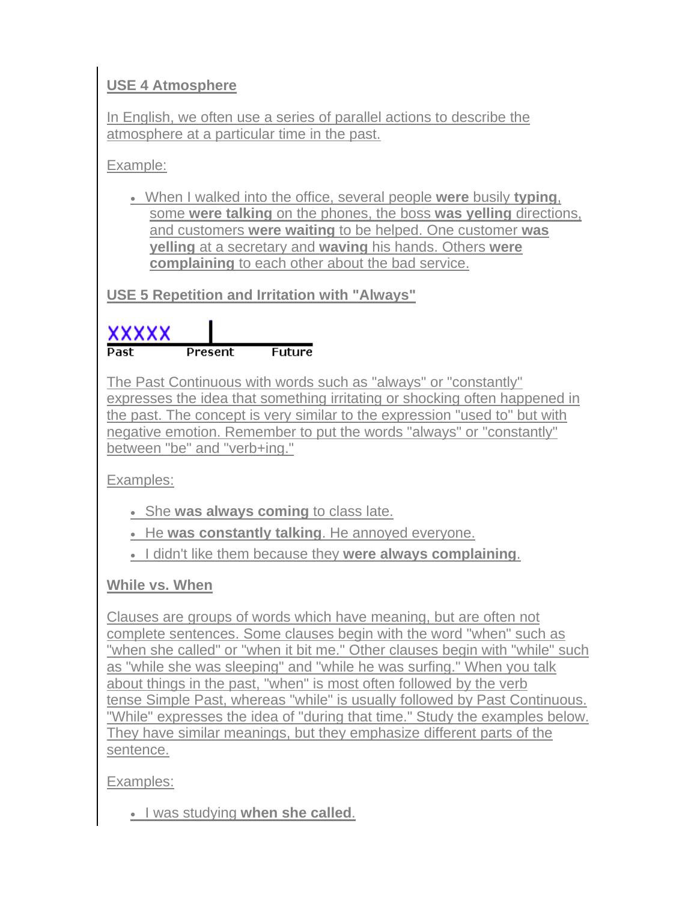### USE 4 Atmosphere

In English, we often use a series of parallel actions to describe the atmosphere at a particular time in the past.

Example:

- When I walked into the office, several people **were** busily **typing**, some **were talking** on the phones, the boss **was yelling** directions, and customers **were waiting** to be helped. One customer **was yelling** at a secretary and **waving** his hands. Others **were complaining** to each other about the bad service.

### USE 5 Repetition and Irritation with "Always"

XXXXX | Past — Present — Future

The Past Continuous with words such as "always" or "constantly" expresses the idea that something irritating or shocking often happened in the past. The concept is very similar to the expression "used to" but with negative emotion. Remember to put the words "always" or "constantly" between "be" and "verb+ing."

Examples:

- She **was always coming** to class late.
- He **was constantly talking**. He annoyed everyone.
- I didn't like them because they **were always complaining**.

### While vs. When

Clauses are groups of words which have meaning, but are often not complete sentences. Some clauses begin with the word "when" such as "when she called" or "when it bit me." Other clauses begin with "while" such as "while she was sleeping" and "while he was surfing." When you talk about things in the past, "when" is most often followed by the verb tense Simple Past, whereas "while" is usually followed by Past Continuous. "While" expresses the idea of "during that time." Study the examples below. They have similar meanings, but they emphasize different parts of the sentence.

Examples:

- I was studying **when she called**.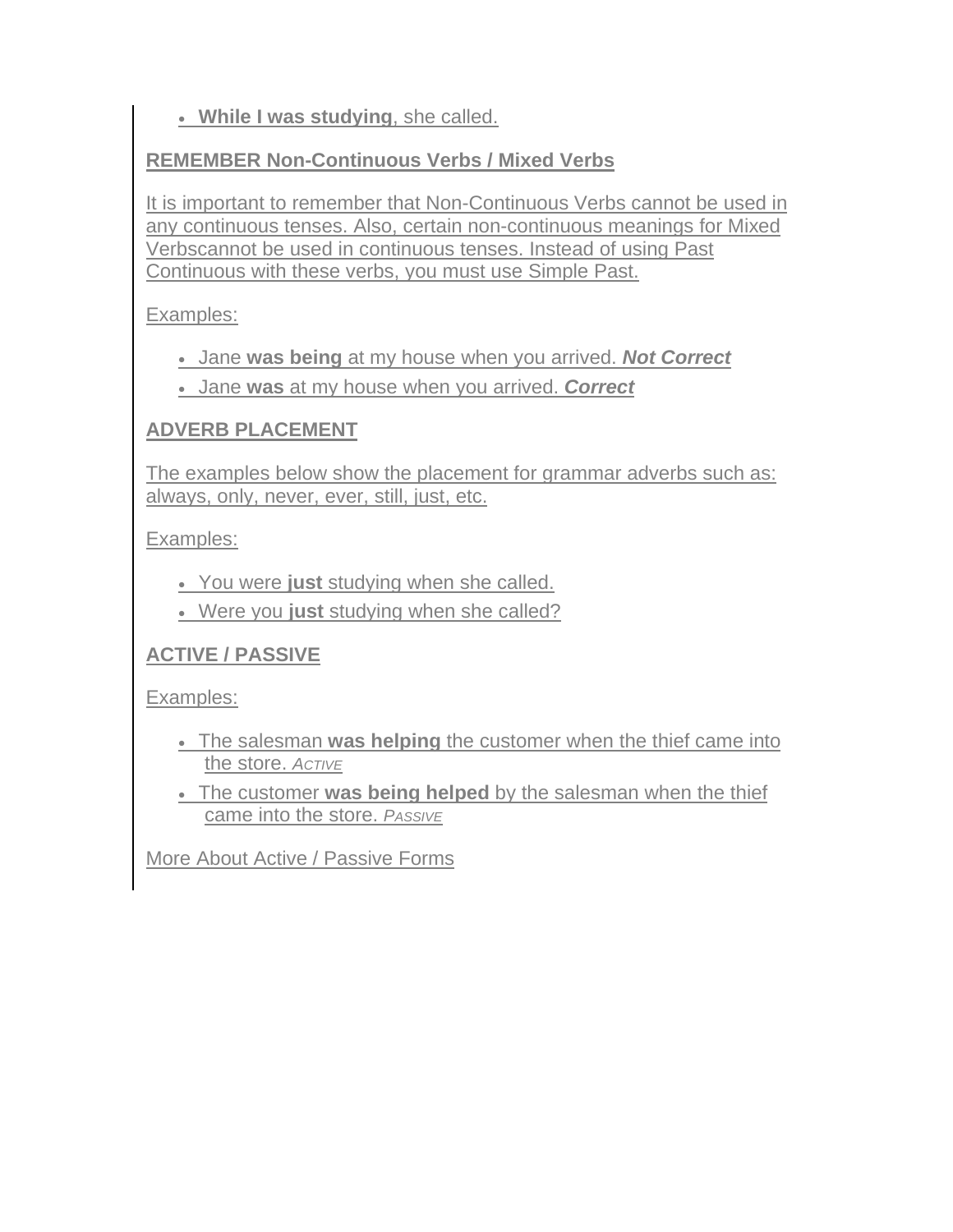- **While I was studying**, she called.

### REMEMBER Non-Continuous Verbs / Mixed Verbs

It is important to remember that Non-Continuous Verbs cannot be used in any continuous tenses. Also, certain non-continuous meanings for Mixed Verbscannot be used in continuous tenses. Instead of using Past Continuous with these verbs, you must use Simple Past.

Examples:

- Jane **was being** at my house when you arrived. ***Not Correct***
- Jane **was** at my house when you arrived. ***Correct***

### ADVERB PLACEMENT

The examples below show the placement for grammar adverbs such as: always, only, never, ever, still, just, etc.

Examples:

- You were **just** studying when she called.
- Were you **just** studying when she called?

### ACTIVE / PASSIVE

Examples:

- The salesman **was helping** the customer when the thief came into the store. *ACTIVE*
- The customer **was being helped** by the salesman when the thief came into the store. *PASSIVE*

More About Active / Passive Forms